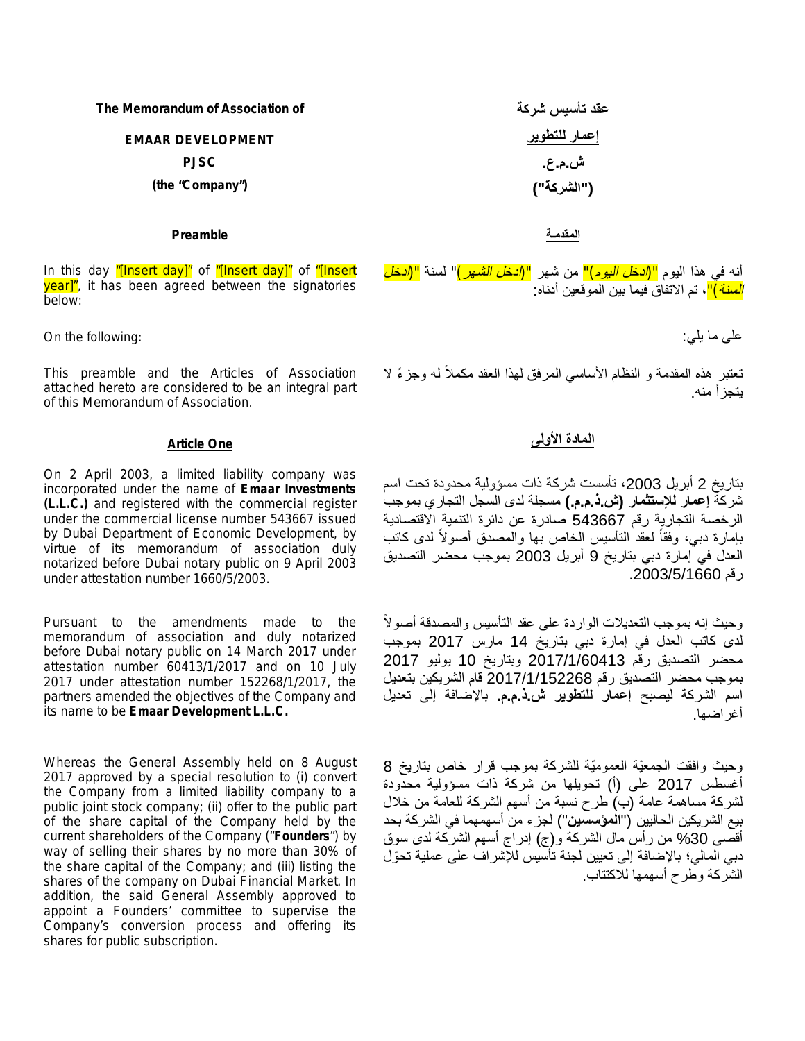**The Memorandum of Association of**

**EMAAR DEVELOPMENT**

**PJSC**

**(the "Company")**

**عقد تأسيس شركة**

**إعمار للتطوير**

**ش.م.ع.**

**("الشركة")**

## Preamble

In this day "[Insert day]" of "[Insert day]" of "[Insert year]", it has been agreed between the signatories below:

On the following:

This preamble and the Articles of Association attached hereto are considered to be an integral part of this Memorandum of Association.

## المقدمة

أنه في هذا اليوم "*(ادخل اليوم)*" من شهر "*(ادخل الشهر)*" لسنة "*(ادخل السنة)*"، تم الاتفاق فيما بين الموقعين أدناه:

على ما يلي:

تعتبر هذه المقدمة و النظام الأساسي المرفق لهذا العقد مكملاً له وجزءً لا يتجزأ منه.

## Article One

On 2 April 2003, a limited liability company was incorporated under the name of **Emaar Investments (L.L.C.)** and registered with the commercial register under the commercial license number 543667 issued by Dubai Department of Economic Development, by virtue of its memorandum of association duly notarized before Dubai notary public on 9 April 2003 under attestation number 1660/5/2003.

Pursuant to the amendments made to the memorandum of association and duly notarized before Dubai notary public on 14 March 2017 under attestation number 60413/1/2017 and on 10 July 2017 under attestation number 152268/1/2017, the partners amended the objectives of the Company and its name to be **Emaar Development L.L.C.**

Whereas the General Assembly held on 8 August 2017 approved by a special resolution to (i) convert the Company from a limited liability company to a public joint stock company; (ii) offer to the public part of the share capital of the Company held by the current shareholders of the Company ("**Founders**") by way of selling their shares by no more than 30% of the share capital of the Company; and (iii) listing the shares of the company on Dubai Financial Market. In addition, the said General Assembly approved to appoint a Founders' committee to supervise the Company's conversion process and offering its shares for public subscription.

## المادة الأولى

بتاريخ 2 أبريل 2003، تأسست شركة ذات مسؤولية محدودة تحت اسم شركة **إعمار للإستثمار (ش.ذ.م.م.)** مسجلة لدى السجل التجاري بموجب الرخصة التجارية رقم 543667 صادرة عن دائرة التنمية الاقتصادية بإمارة دبي، وفقاً لعقد التأسيس الخاص بها والمصدق أصولاً لدى كاتب العدل في إمارة دبي بتاريخ 9 أبريل 2003 بموجب محضر التصديق رقم 2003/5/1660.

وحيث إنه بموجب التعديلات الواردة على عقد التأسيس والمصدقة أصولاً لدى كاتب العدل في إمارة دبي بتاريخ 14 مارس 2017 بموجب محضر التصديق رقم 2017/1/60413 وبتاريخ 10 يوليو 2017 بموجب محضر التصديق رقم 2017/1/152268 قام الشريكين بتعديل اسم الشركة ليصبح **إعمار للتطوير ش.ذ.م.م.** بالإضافة إلى تعديل أغراضها.

وحيث وافقت الجمعيّة العموميّة للشركة بموجب قرار خاص بتاريخ 8 أغسطس 2017 على (أ) تحويلها من شركة ذات مسؤولية محدودة لشركة مساهمة عامة (ب) طرح نسبة من أسهم الشركة للعامة من خلال بيع الشريكين الحاليين ("**المؤسسين**") لجزء من أسهمهما في الشركة بحد أقصى 30% من رأس مال الشركة و(ج) إدراج أسهم الشركة لدى سوق دبي المالي؛ بالإضافة إلى تعيين لجنة تأسيس للإشراف على عملية تحوّل الشركة وطرح أسهمها للاكتتاب.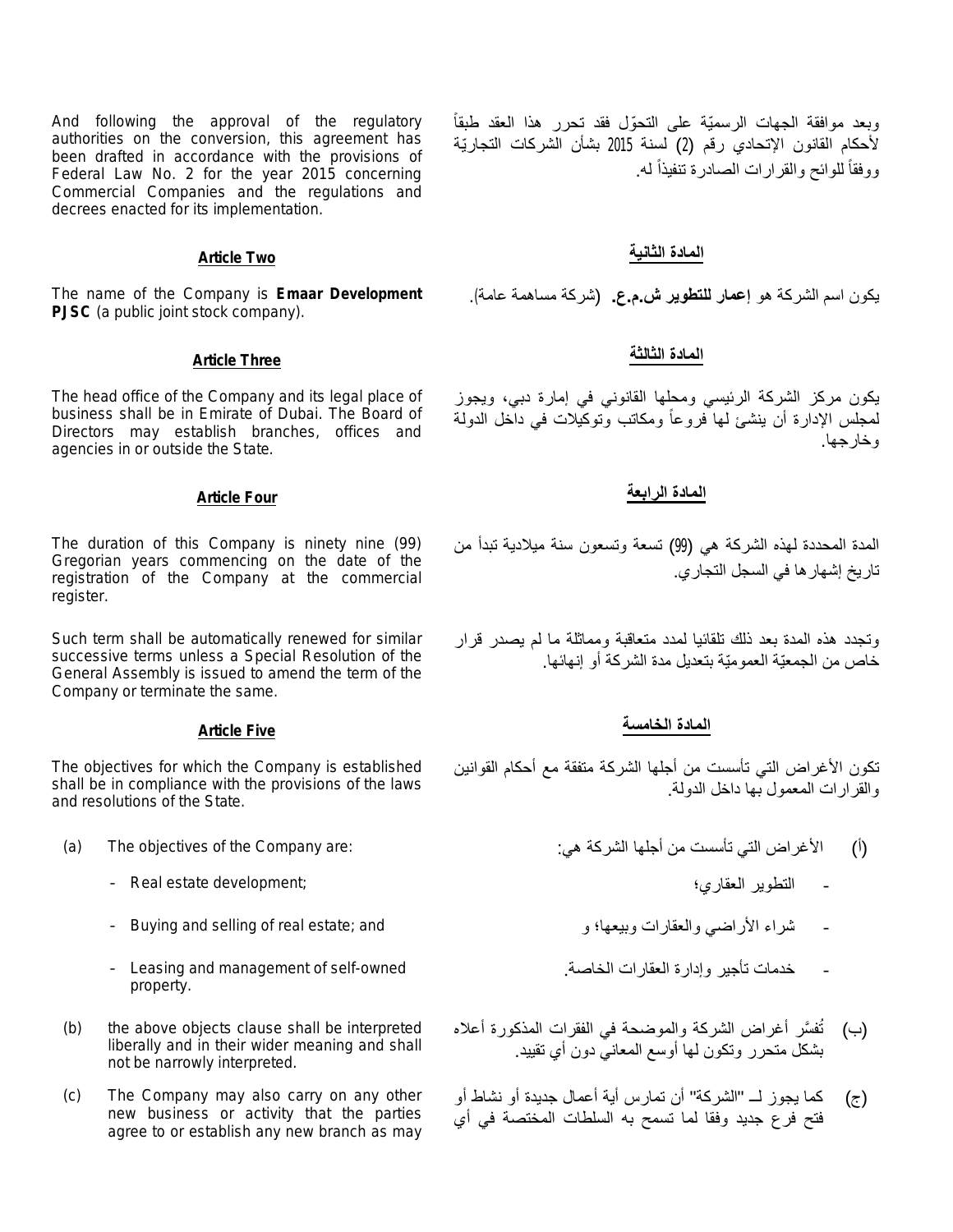And following the approval of the regulatory authorities on the conversion, this agreement has been drafted in accordance with the provisions of Federal Law No. 2 for the year 2015 concerning Commercial Companies and the regulations and decrees enacted for its implementation.

وبعد موافقة الجهات الرسميّة على التحوّل فقد تحرر هذا العقد طبقاً لأحكام القانون الإتحادي رقم (2) لسنة 2015 بشأن الشركات التجاريّة ووفقاً للوائح والقرارات الصادرة تنفيذاً له.

**Article Two**

**المادة الثانية**

The name of the Company is **Emaar Development PJSC** (a public joint stock company).

يكون اسم الشركة هو **إعمار للتطوير ش.م.ع.** (شركة مساهمة عامة).

**Article Three**

**المادة الثالثة**

The head office of the Company and its legal place of business shall be in Emirate of Dubai. The Board of Directors may establish branches, offices and agencies in or outside the State.

يكون مركز الشركة الرئيسي ومحلها القانوني في إمارة دبي، ويجوز لمجلس الإدارة أن ينشئ لها فروعاً ومكاتب وتوكيلات في داخل الدولة وخارجها.

**Article Four**

**المادة الرابعة**

The duration of this Company is ninety nine (99) Gregorian years commencing on the date of the registration of the Company at the commercial register.

المدة المحددة لهذه الشركة هي (99) تسعة وتسعون سنة ميلادية تبدأ من تاريخ إشهارها في السجل التجاري.

Such term shall be automatically renewed for similar successive terms unless a Special Resolution of the General Assembly is issued to amend the term of the Company or terminate the same.

وتجدد هذه المدة بعد ذلك تلقائيا لمدد متعاقبة ومماثلة ما لم يصدر قرار خاص من الجمعيّة العموميّة بتعديل مدة الشركة أو إنهائها.

**Article Five**

**المادة الخامسة**

The objectives for which the Company is established shall be in compliance with the provisions of the laws and resolutions of the State.

تكون الأغراض التي تأسست من أجلها الشركة متفقة مع أحكام القوانين والقرارات المعمول بها داخل الدولة.

(a) The objectives of the Company are:

- Real estate development;
- Buying and selling of real estate; and
- Leasing and management of self-owned property.

(أ) الأغراض التي تأسست من أجلها الشركة هي:

- التطوير العقاري؛
- شراء الأراضي والعقارات وبيعها؛ و
- خدمات تأجير وإدارة العقارات الخاصة.

(b) the above objects clause shall be interpreted liberally and in their wider meaning and shall not be narrowly interpreted.

(ب) تُفسَّر أغراض الشركة والموضحة في الفقرات المذكورة أعلاه بشكل متحرر وتكون لها أوسع المعاني دون أي تقييد.

(c) The Company may also carry on any other new business or activity that the parties agree to or establish any new branch as may

(ج) كما يجوز لــ "الشركة" أن تمارس أية أعمال جديدة أو نشاط أو فتح فرع جديد وفقا لما تسمح به السلطات المختصة في أي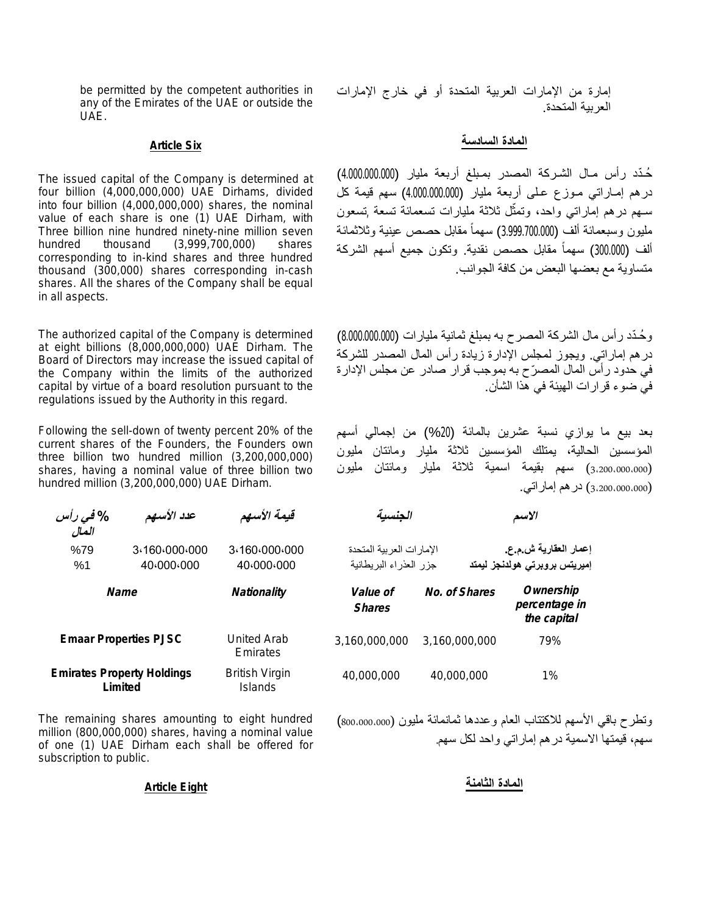be permitted by the competent authorities in any of the Emirates of the UAE or outside the UAE.

إمارة من الإمارات العربية المتحدة أو في خارج الإمارات العربية المتحدة.

### Article Six

### المادة السادسة

The issued capital of the Company is determined at four billion (4,000,000,000) UAE Dirhams, divided into four billion (4,000,000,000) shares, the nominal value of each share is one (1) UAE Dirham, with Three billion nine hundred ninety-nine million seven hundred thousand (3,999,700,000) shares corresponding to in-kind shares and three hundred thousand (300,000) shares corresponding in-cash shares. All the shares of the Company shall be equal in all aspects.

حُدّد رأس مال الشركة المصدر بمبلغ أربعة مليار (4.000.000.000) درهم إماراتي موزع على أربعة مليار (4.000.000.000) سهم قيمة كل سهم درهم إماراتي واحد، وتمثّل ثلاثة مليارات تسعمائة تسعة ,تسعون مليون وسبعمائة ألف (3.999.700.000) سهماً مقابل حصص عينية وثلاثمائة ألف (300.000) سهماً مقابل حصص نقدية. وتكون جميع أسهم الشركة متساوية مع بعضها البعض من كافة الجوانب.

The authorized capital of the Company is determined at eight billions (8,000,000,000) UAE Dirham. The Board of Directors may increase the issued capital of the Company within the limits of the authorized capital by virtue of a board resolution pursuant to the regulations issued by the Authority in this regard.

وحُدّد رأس مال الشركة المصرح به بمبلغ ثمانية مليارات (8.000.000.000) درهم إماراتي. ويجوز لمجلس الإدارة زيادة رأس المال المصدر للشركة في حدود رأس المال المصرّح به بموجب قرار صادر عن مجلس الإدارة في ضوء قرارات الهيئة في هذا الشأن.

Following the sell-down of twenty percent 20% of the current shares of the Founders, the Founders own three billion two hundred million (3,200,000,000) shares, having a nominal value of three billion two hundred million (3,200,000,000) UAE Dirham.

بعد بيع ما يوازي نسبة عشرين بالمائة (20%) من إجمالي أسهم المؤسسين الحالية، يمتلك المؤسسين ثلاثة مليار ومائتان مليون (3،200،000،000) سهم بقيمة اسمية ثلاثة مليار ومائتان مليون (3،200،000،000) درهم إماراتي.

| الاسم | الجنسية | قيمة الأسهم | عدد الأسهم | % في رأس المال |
|---|---|---|---|---|
| إعمار العقارية ش.م.ع. | الإمارات العربية المتحدة | 3،160،000،000 | 3،160،000،000 | %79 |
| إميريتس بروبرتي هولدنجز ليمتد | جزر العذراء البريطانية | 40،000،000 | 40،000،000 | %1 |

| Name | Nationality | Value of Shares | No. of Shares | Ownership percentage in the capital |
|---|---|---|---|---|
| Emaar Properties PJSC | United Arab Emirates | 3,160,000,000 | 3,160,000,000 | 79% |
| Emirates Property Holdings Limited | British Virgin Islands | 40,000,000 | 40,000,000 | 1% |

The remaining shares amounting to eight hundred million (800,000,000) shares, having a nominal value of one (1) UAE Dirham each shall be offered for subscription to public.

وتطرح باقي الأسهم للاكتتاب العام وعددها ثمانمائة مليون (800،000،000) سهم، قيمتها الاسمية درهم إماراتي واحد لكل سهم.

### Article Eight

### المادة الثامنة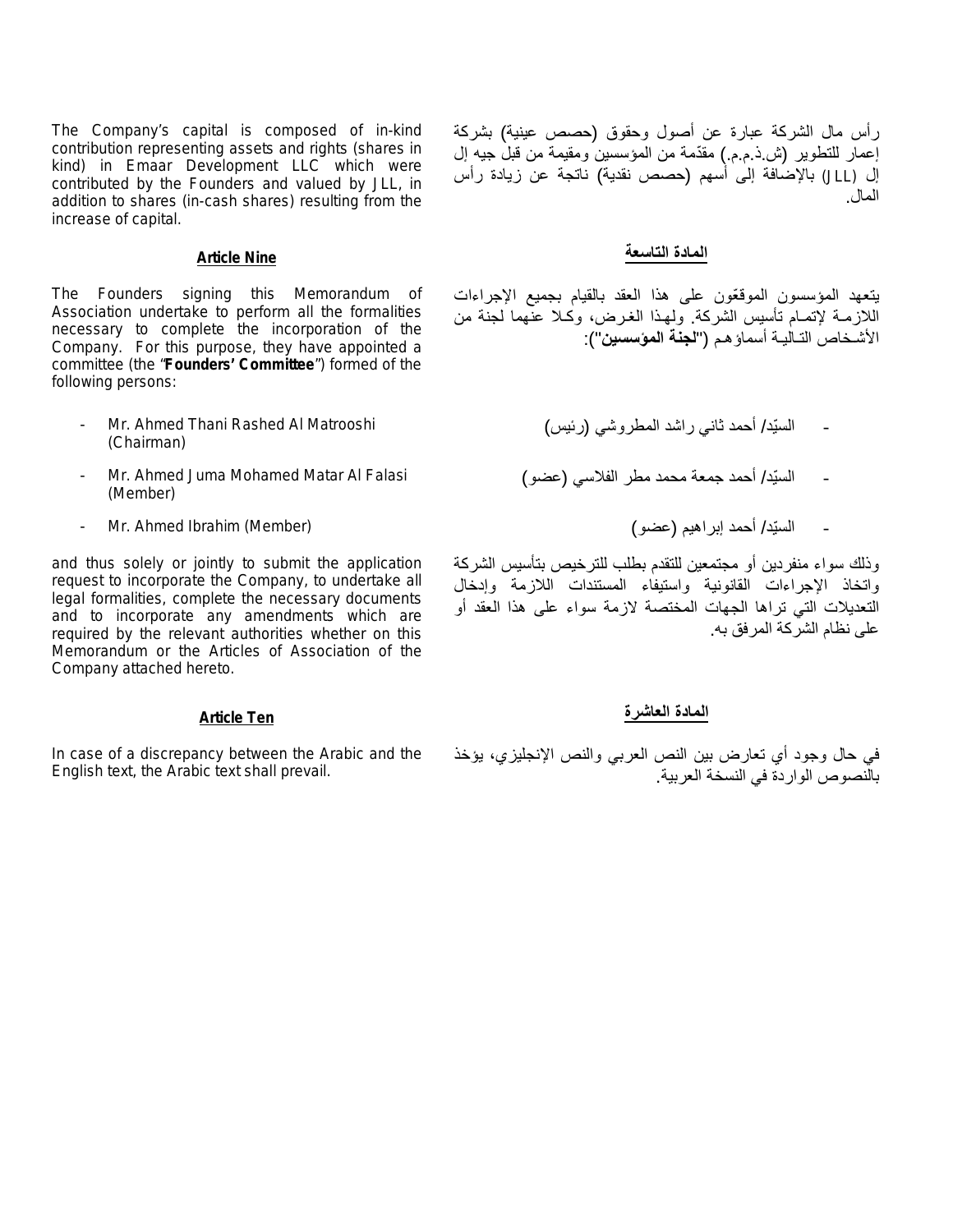The Company's capital is composed of in-kind contribution representing assets and rights (shares in kind) in Emaar Development LLC which were contributed by the Founders and valued by JLL, in addition to shares (in-cash shares) resulting from the increase of capital.

رأس مال الشركة عبارة عن أصول وحقوق (حصص عينية) بشركة إعمار للتطوير (ش.ذ.م.م.) مقدّمة من المؤسسين ومقيمة من قبل جيه إل إل (JLL) بالإضافة إلى أسهم (حصص نقدية) ناتجة عن زيادة رأس المال.

### Article Nine

### المادة التاسعة

The Founders signing this Memorandum of Association undertake to perform all the formalities necessary to complete the incorporation of the Company. For this purpose, they have appointed a committee (the "**Founders' Committee**") formed of the following persons:

- Mr. Ahmed Thani Rashed Al Matrooshi (Chairman)
- Mr. Ahmed Juma Mohamed Matar Al Falasi (Member)
- Mr. Ahmed Ibrahim (Member)

and thus solely or jointly to submit the application request to incorporate the Company, to undertake all legal formalities, complete the necessary documents and to incorporate any amendments which are required by the relevant authorities whether on this Memorandum or the Articles of Association of the Company attached hereto.

يتعهد المؤسسون الموقعّون على هذا العقد بالقيام بجميع الإجراءات اللازمة لإتمام تأسيس الشركة. ولهذا الغرض، وكلا عنهما لجنة من الأشخاص التالية أسماؤهم ("**اللجنة المؤسسين**"):

- السيّد/ أحمد ثاني راشد المطروشي (رئيس)
- السيّد/ أحمد جمعة محمد مطر الفلاسي (عضو)
- السيّد/ أحمد إبراهيم (عضو)

وذلك سواء منفردين أو مجتمعين للتقدم بطلب للترخيص بتأسيس الشركة واتخاذ الإجراءات القانونية واستيفاء المستندات اللازمة وإدخال التعديلات التي تراها الجهات المختصة لازمة سواء على هذا العقد أو على نظام الشركة المرفق به.

### Article Ten

### المادة العاشرة

In case of a discrepancy between the Arabic and the English text, the Arabic text shall prevail.

في حال وجود أي تعارض بين النص العربي والنص الإنجليزي، يؤخذ بالنصوص الواردة في النسخة العربية.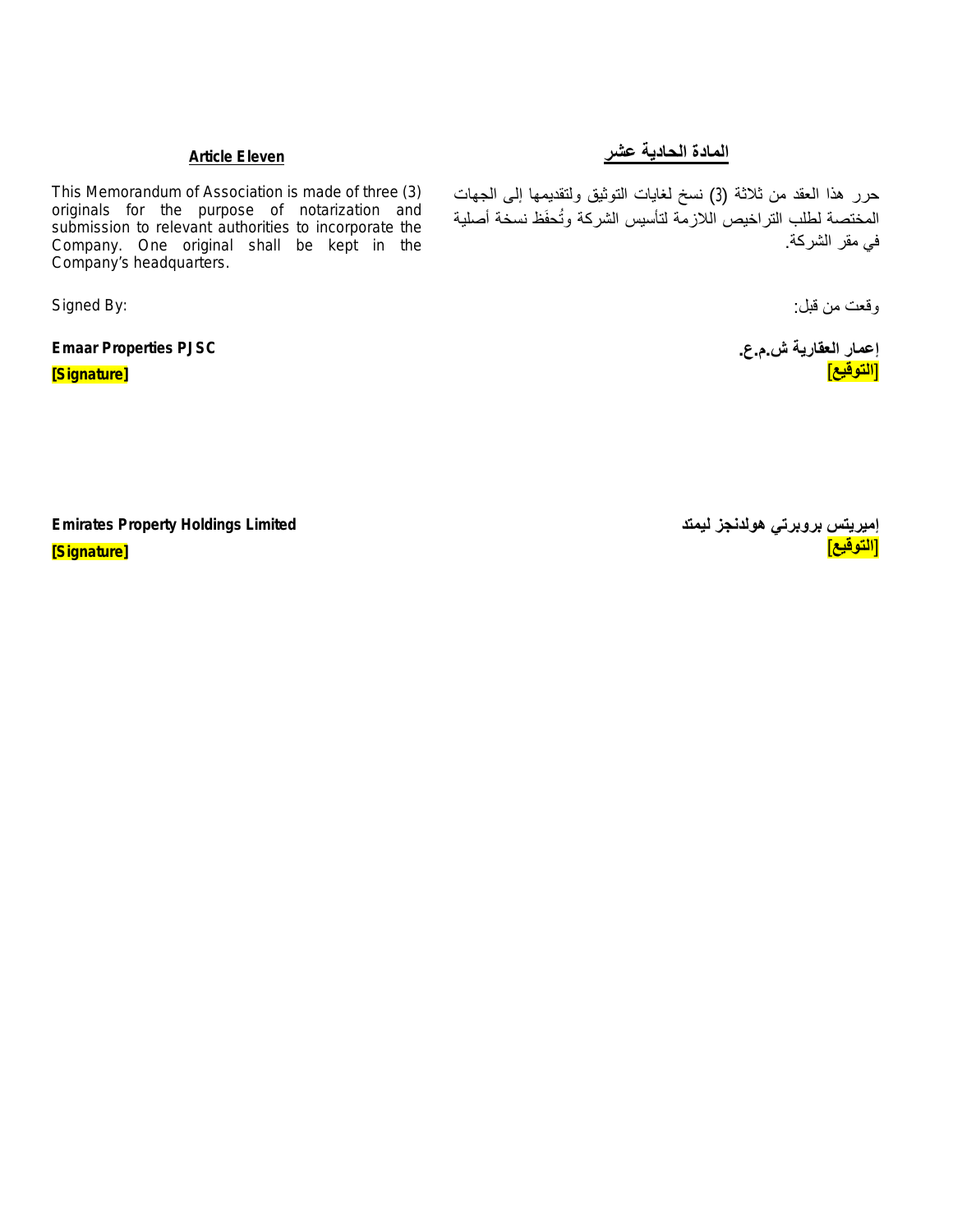## Article Eleven

This Memorandum of Association is made of three (3) originals for the purpose of notarization and submission to relevant authorities to incorporate the Company. One original shall be kept in the Company's headquarters.

Signed By:

**Emaar Properties PJSC**

**[Signature]**

**Emirates Property Holdings Limited**

**[Signature]**

## المادة الحادية عشر

حرر هذا العقد من ثلاثة (3) نسخ لغايات التوثيق ولتقديمها إلى الجهات المختصة لطلب التراخيص اللازمة لتأسيس الشركة وتُحفَظ نسخة أصلية في مقر الشركة.

وقعت من قبل:

**إعمار العقارية ش.م.ع.**

**[التوقيع]**

**إميريتس بروبرتي هولدنجز ليمتد**

**[التوقيع]**